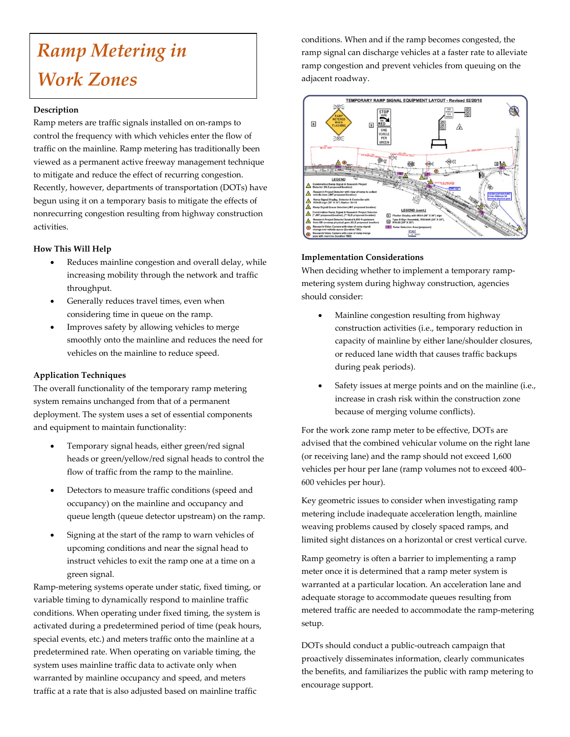# Ramp Metering in Work Zones

### Description

Ramp meters are traffic signals installed on on-ramps to control the frequency with which vehicles enter the flow of traffic on the mainline. Ramp metering has traditionally been viewed as a permanent active freeway management technique to mitigate and reduce the effect of recurring congestion. Recently, however, departments of transportation (DOTs) have begun using it on a temporary basis to mitigate the effects of nonrecurring congestion resulting from highway construction activities.

### How This Will Help

- Reduces mainline congestion and overall delay, while increasing mobility through the network and traffic throughput.
- Generally reduces travel times, even when considering time in queue on the ramp.
- Improves safety by allowing vehicles to merge smoothly onto the mainline and reduces the need for vehicles on the mainline to reduce speed.

### Application Techniques

The overall functionality of the temporary ramp metering system remains unchanged from that of a permanent deployment. The system uses a set of essential components and equipment to maintain functionality:

- Temporary signal heads, either green/red signal heads or green/yellow/red signal heads to control the flow of traffic from the ramp to the mainline.
- Detectors to measure traffic conditions (speed and occupancy) on the mainline and occupancy and queue length (queue detector upstream) on the ramp.
- Signing at the start of the ramp to warn vehicles of upcoming conditions and near the signal head to instruct vehicles to exit the ramp one at a time on a green signal.

Ramp-metering systems operate under static, fixed timing, or variable timing to dynamically respond to mainline traffic conditions. When operating under fixed timing, the system is activated during a predetermined period of time (peak hours, special events, etc.) and meters traffic onto the mainline at a predetermined rate. When operating on variable timing, the system uses mainline traffic data to activate only when warranted by mainline occupancy and speed, and meters traffic at a rate that is also adjusted based on mainline traffic conditions. When and if the ramp becomes congested, the ramp signal can discharge vehicles at a faster rate to alleviate ramp congestion and prevent vehicles from queuing on the adjacent roadway.

### Implementation Considerations

When deciding whether to implement a temporary ramp-metering system during highway construction, agencies should consider:

- Mainline congestion resulting from highway construction activities (i.e., temporary reduction in capacity of mainline by either lane/shoulder closures, or reduced lane width that causes traffic backups during peak periods).
- Safety issues at merge points and on the mainline (i.e., increase in crash risk within the construction zone because of merging volume conflicts).

For the work zone ramp meter to be effective, DOTs are advised that the combined vehicular volume on the right lane (or receiving lane) and the ramp should not exceed 1,600 vehicles per hour per lane (ramp volumes not to exceed 400–600 vehicles per hour).

Key geometric issues to consider when investigating ramp metering include inadequate acceleration length, mainline weaving problems caused by closely spaced ramps, and limited sight distances on a horizontal or crest vertical curve.

Ramp geometry is often a barrier to implementing a ramp meter once it is determined that a ramp meter system is warranted at a particular location. An acceleration lane and adequate storage to accommodate queues resulting from metered traffic are needed to accommodate the ramp-metering setup.

DOTs should conduct a public-outreach campaign that proactively disseminates information, clearly communicates the benefits, and familiarizes the public with ramp metering to encourage support.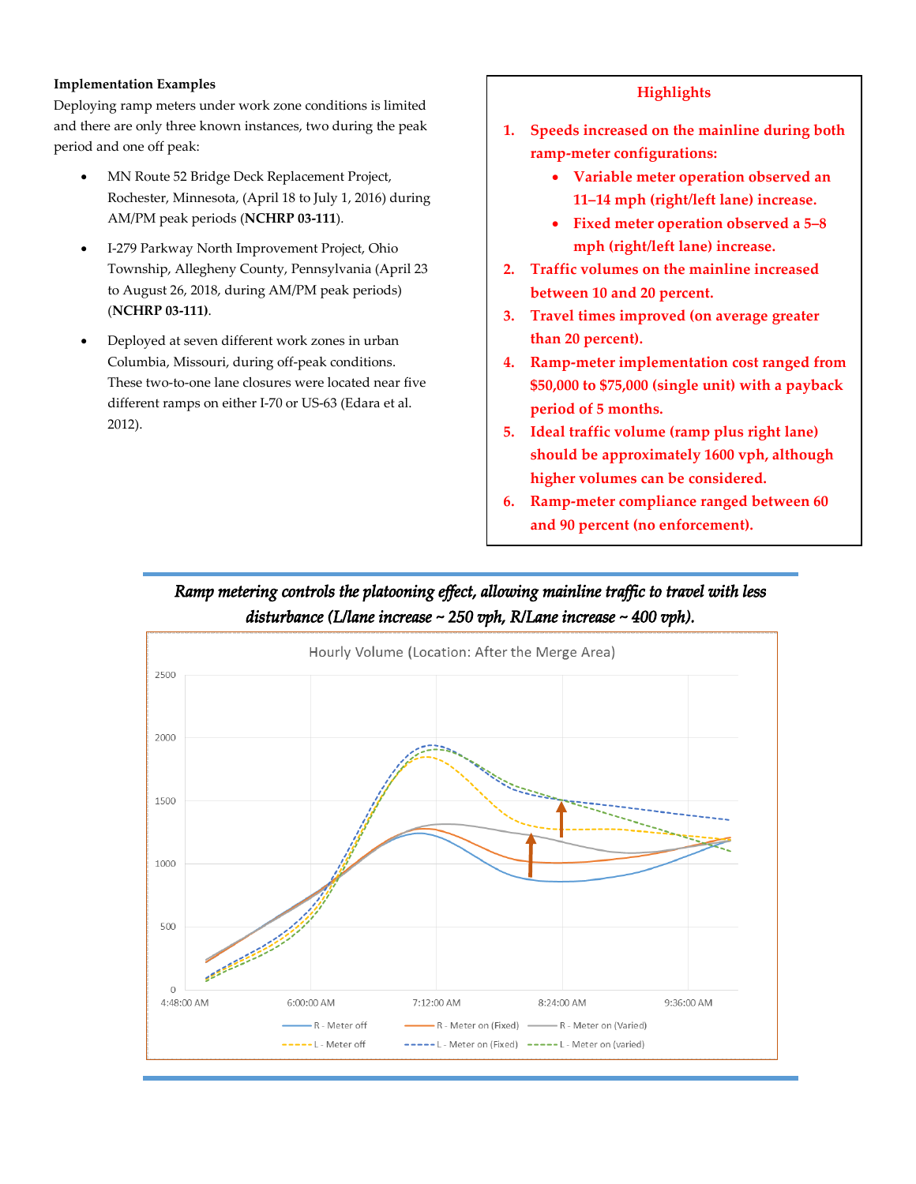**Implementation Examples**

Deploying ramp meters under work zone conditions is limited and there are only three known instances, two during the peak period and one off peak:

- MN Route 52 Bridge Deck Replacement Project, Rochester, Minnesota, (April 18 to July 1, 2016) during AM/PM peak periods (**NCHRP 03-111**).
- I-279 Parkway North Improvement Project, Ohio Township, Allegheny County, Pennsylvania (April 23 to August 26, 2018, during AM/PM peak periods) (**NCHRP 03-111)**.
- Deployed at seven different work zones in urban Columbia, Missouri, during off-peak conditions. These two-to-one lane closures were located near five different ramps on either I-70 or US-63 (Edara et al. 2012).

**Highlights**

1. **Speeds increased on the mainline during both ramp-meter configurations:**
   - **Variable meter operation observed an 11–14 mph (right/left lane) increase.**
   - **Fixed meter operation observed a 5–8 mph (right/left lane) increase.**
2. **Traffic volumes on the mainline increased between 10 and 20 percent.**
3. **Travel times improved (on average greater than 20 percent).**
4. **Ramp-meter implementation cost ranged from $50,000 to $75,000 (single unit) with a payback period of 5 months.**
5. **Ideal traffic volume (ramp plus right lane) should be approximately 1600 vph, although higher volumes can be considered.**
6. **Ramp-meter compliance ranged between 60 and 90 percent (no enforcement).**

***Ramp metering controls the platooning effect, allowing mainline traffic to travel with less disturbance (L/lane increase ~ 250 vph, R/Lane increase ~ 400 vph).***

Hourly Volume (Location: After the Merge Area)

2500
2000
1500
1000
500
0

4:48:00 AM
6:00:00 AM
7:12:00 AM
8:24:00 AM
9:36:00 AM

R - Meter off
R - Meter on (Fixed)
R - Meter on (Varied)
L - Meter off
L - Meter on (Fixed)
L - Meter on (varied)